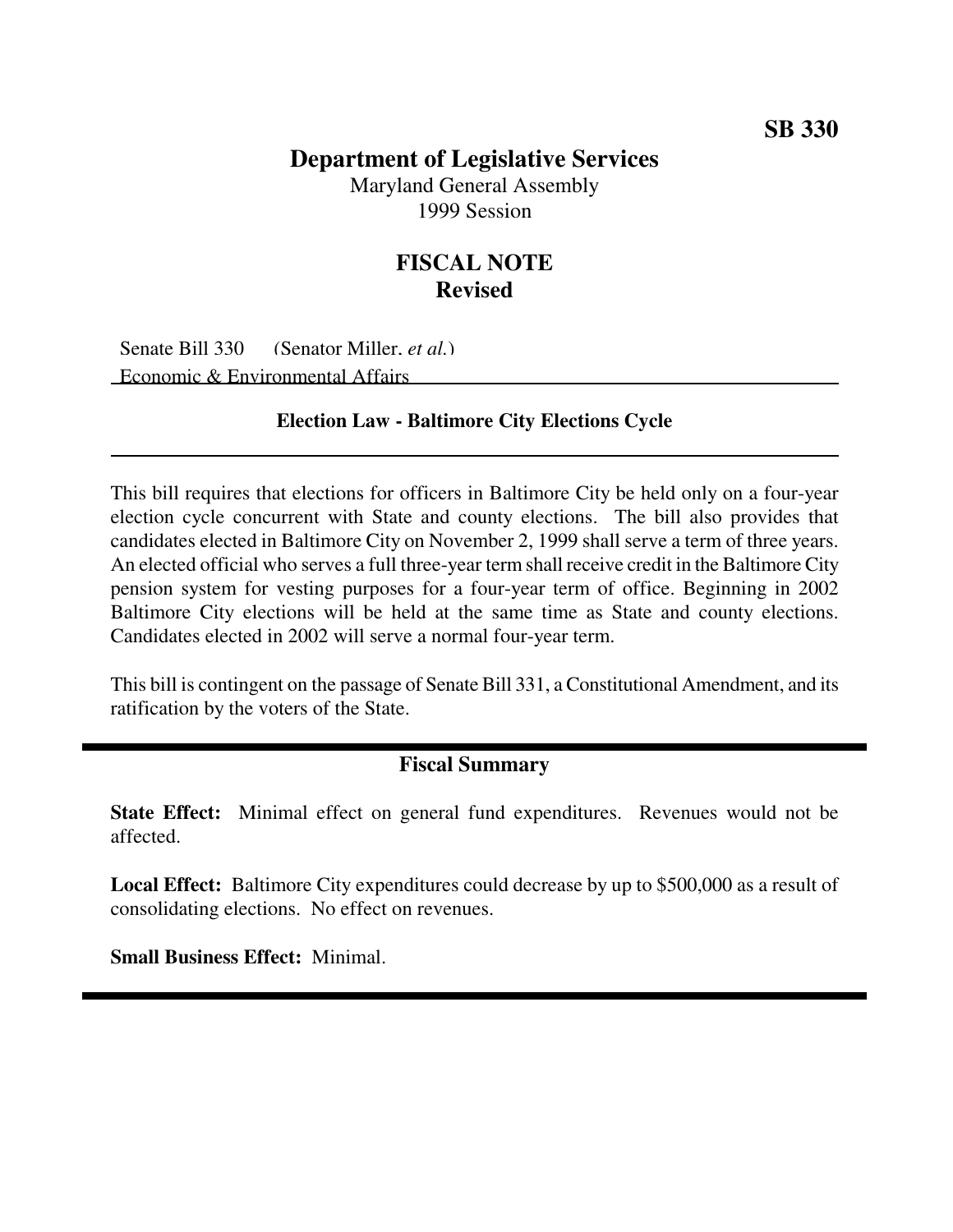**SB 330**

# Department of Legislative Services

Maryland General Assembly
1999 Session

## FISCAL NOTE
**Revised**

Senate Bill 330 (Senator Miller, *et al.*)
Economic & Environmental Affairs

### Election Law - Baltimore City Elections Cycle

This bill requires that elections for officers in Baltimore City be held only on a four-year election cycle concurrent with State and county elections. The bill also provides that candidates elected in Baltimore City on November 2, 1999 shall serve a term of three years. An elected official who serves a full three-year term shall receive credit in the Baltimore City pension system for vesting purposes for a four-year term of office. Beginning in 2002 Baltimore City elections will be held at the same time as State and county elections. Candidates elected in 2002 will serve a normal four-year term.

This bill is contingent on the passage of Senate Bill 331, a Constitutional Amendment, and its ratification by the voters of the State.

### Fiscal Summary

**State Effect:** Minimal effect on general fund expenditures. Revenues would not be affected.

**Local Effect:** Baltimore City expenditures could decrease by up to $500,000 as a result of consolidating elections. No effect on revenues.

**Small Business Effect:** Minimal.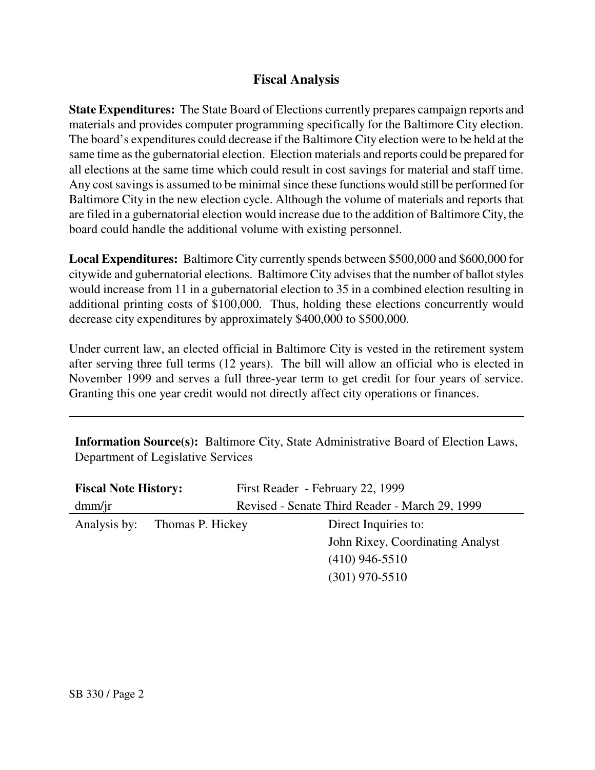## Fiscal Analysis

**State Expenditures:** The State Board of Elections currently prepares campaign reports and materials and provides computer programming specifically for the Baltimore City election. The board's expenditures could decrease if the Baltimore City election were to be held at the same time as the gubernatorial election. Election materials and reports could be prepared for all elections at the same time which could result in cost savings for material and staff time. Any cost savings is assumed to be minimal since these functions would still be performed for Baltimore City in the new election cycle. Although the volume of materials and reports that are filed in a gubernatorial election would increase due to the addition of Baltimore City, the board could handle the additional volume with existing personnel.

**Local Expenditures:** Baltimore City currently spends between $500,000 and $600,000 for citywide and gubernatorial elections. Baltimore City advises that the number of ballot styles would increase from 11 in a gubernatorial election to 35 in a combined election resulting in additional printing costs of $100,000. Thus, holding these elections concurrently would decrease city expenditures by approximately $400,000 to $500,000.

Under current law, an elected official in Baltimore City is vested in the retirement system after serving three full terms (12 years). The bill will allow an official who is elected in November 1999 and serves a full three-year term to get credit for four years of service. Granting this one year credit would not directly affect city operations or finances.

---

**Information Source(s):** Baltimore City, State Administrative Board of Election Laws, Department of Legislative Services

| | |
|---|---|
| **Fiscal Note History:** | First Reader - February 22, 1999 |
| dmm/jr | Revised - Senate Third Reader - March 29, 1999 |

Analysis by: Thomas P. Hickey

Direct Inquiries to:
John Rixey, Coordinating Analyst
(410) 946-5510
(301) 970-5510